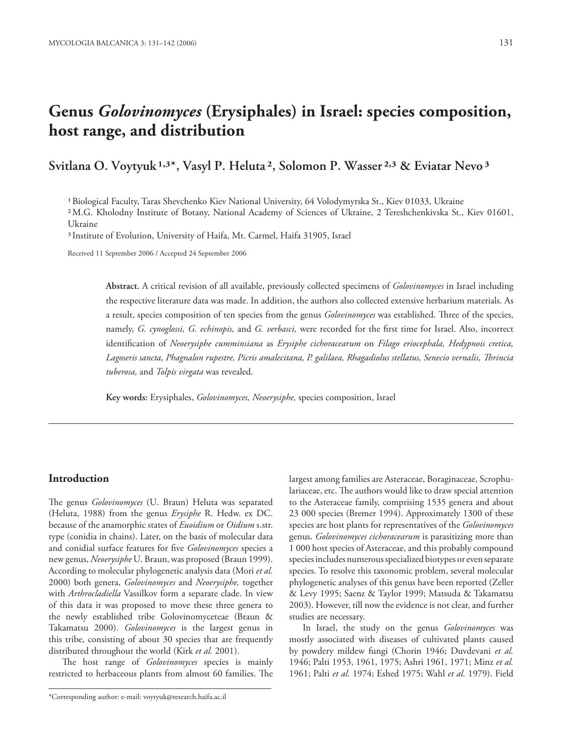# Genus *Golovinomyces* (Erysiphales) in Israel: species composition, host range, and distribution

**Svitlana O. Voytyuk [1,3]*, Vasyl P. Heluta [2], Solomon P. Wasser [2,3] & Eviatar Nevo [3]**

[1] Biological Faculty, Taras Shevchenko Kiev National University, 64 Volodymyrska St., Kiev 01033, Ukraine

[2] M.G. Kholodny Institute of Botany, National Academy of Sciences of Ukraine, 2 Tereshchenkivska St., Kiev 01601, Ukraine

[3] Institute of Evolution, University of Haifa, Mt. Carmel, Haifa 31905, Israel

Received 11 September 2006 / Accepted 24 September 2006

**Abstract.** A critical revision of all available, previously collected specimens of *Golovinomyces* in Israel including the respective literature data was made. In addition, the authors also collected extensive herbarium materials. As a result, species composition of ten species from the genus *Golovinomyces* was established. Three of the species, namely, *G. cynoglossi, G. echinopis,* and *G. verbasci,* were recorded for the first time for Israel. Also, incorrect identification of *Neoerysiphe cumminsiana* as *Erysiphe cichoracearum* on *Filago eriocephala, Hedypnois cretica, Lagoseris sancta, Phagnalon rupestre, Picris amalecitana, P. galilaea, Rhagadiolus stellatus, Senecio vernalis, Thrincia tuberosa,* and *Tolpis virgata* was revealed.

**Key words:** Erysiphales, *Golovinomyces, Neoerysiphe,* species composition, Israel

## Introduction

The genus *Golovinomyces* (U. Braun) Heluta was separated (Heluta, 1988) from the genus *Erysiphe* R. Hedw. ex DC. because of the anamorphic states of *Euoidium* or *Oidium* s.str. type (conidia in chains). Later, on the basis of molecular data and conidial surface features for five *Golovinomyces* species a new genus, *Neoerysiphe* U. Braun, was proposed (Braun 1999). According to molecular phylogenetic analysis data (Mori *et al.* 2000) both genera, *Golovinomyces* and *Neoerysiphe,* together with *Arthrocladiella* Vassilkov form a separate clade. In view of this data it was proposed to move these three genera to the newly established tribe Golovinomyceteae (Braun & Takamatsu 2000). *Golovinomyces* is the largest genus in this tribe, consisting of about 30 species that are frequently distributed throughout the world (Kirk *et al.* 2001).

The host range of *Golovinomyces* species is mainly restricted to herbaceous plants from almost 60 families. The largest among families are Asteraceae, Boraginaceae, Scrophulariaceae, etc. The authors would like to draw special attention to the Asteraceae family, comprising 1535 genera and about 23 000 species (Bremer 1994). Approximately 1300 of these species are host plants for representatives of the *Golovinomyces* genus. *Golovinomyces cichoracearum* is parasitizing more than 1 000 host species of Asteraceae, and this probably compound species includes numerous specialized biotypes or even separate species. To resolve this taxonomic problem, several molecular phylogenetic analyses of this genus have been reported (Zeller & Levy 1995; Saenz & Taylor 1999; Matsuda & Takamatsu 2003). However, till now the evidence is not clear, and further studies are necessary.

In Israel, the study on the genus *Golovinomyces* was mostly associated with diseases of cultivated plants caused by powdery mildew fungi (Chorin 1946; Duvdevani *et al.* 1946; Palti 1953, 1961, 1975; Ashri 1961, 1971; Minz *et al.* 1961; Palti *et al.* 1974; Eshed 1975; Wahl *et al.* 1979). Field

*Corresponding author: e-mail: voytyuk@research.haifa.ac.il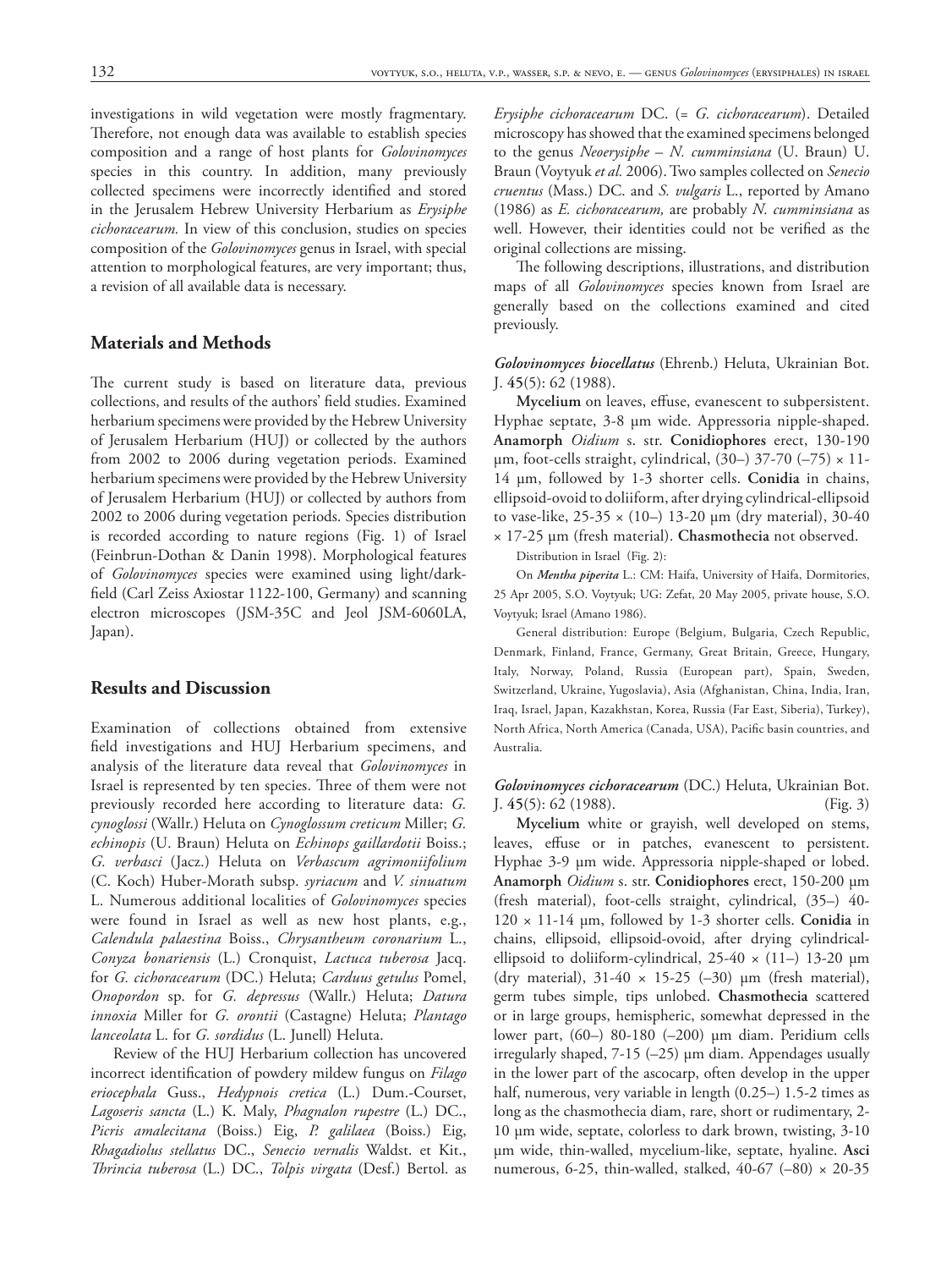investigations in wild vegetation were mostly fragmentary. Therefore, not enough data was available to establish species composition and a range of host plants for *Golovinomyces* species in this country. In addition, many previously collected specimens were incorrectly identified and stored in the Jerusalem Hebrew University Herbarium as *Erysiphe cichoracearum.* In view of this conclusion, studies on species composition of the *Golovinomyces* genus in Israel, with special attention to morphological features, are very important; thus, a revision of all available data is necessary.

## Materials and Methods

The current study is based on literature data, previous collections, and results of the authors' field studies. Examined herbarium specimens were provided by the Hebrew University of Jerusalem Herbarium (HUJ) or collected by the authors from 2002 to 2006 during vegetation periods. Examined herbarium specimens were provided by the Hebrew University of Jerusalem Herbarium (HUJ) or collected by authors from 2002 to 2006 during vegetation periods. Species distribution is recorded according to nature regions (Fig. 1) of Israel (Feinbrun-Dothan & Danin 1998). Morphological features of *Golovinomyces* species were examined using light/dark-field (Carl Zeiss Axiostar 1122-100, Germany) and scanning electron microscopes (JSM-35C and Jeol JSM-6060LA, Japan).

## Results and Discussion

Examination of collections obtained from extensive field investigations and HUJ Herbarium specimens, and analysis of the literature data reveal that *Golovinomyces* in Israel is represented by ten species. Three of them were not previously recorded here according to literature data: *G. cynoglossi* (Wallr.) Heluta on *Cynoglossum creticum* Miller; *G. echinopis* (U. Braun) Heluta on *Echinops gaillardotii* Boiss.; *G. verbasci* (Jacz.) Heluta on *Verbascum agrimoniifolium* (C. Koch) Huber-Morath subsp. *syriacum* and *V. sinuatum* L. Numerous additional localities of *Golovinomyces* species were found in Israel as well as new host plants, e.g., *Calendula palaestina* Boiss., *Chrysantheum coronarium* L., *Conyza bonariensis* (L.) Cronquist, *Lactuca tuberosa* Jacq. for *G. cichoracearum* (DC.) Heluta; *Carduus getulus* Pomel, *Onopordon* sp. for *G. depressus* (Wallr.) Heluta; *Datura innoxia* Miller for *G. orontii* (Castagne) Heluta; *Plantago lanceolata* L. for *G. sordidus* (L. Junell) Heluta.

Review of the HUJ Herbarium collection has uncovered incorrect identification of powdery mildew fungus on *Filago eriocephala* Guss., *Hedypnois cretica* (L.) Dum.-Courset, *Lagoseris sancta* (L.) K. Maly, *Phagnalon rupestre* (L.) DC., *Picris amalecitana* (Boiss.) Eig, *P. galilaea* (Boiss.) Eig, *Rhagadiolus stellatus* DC., *Senecio vernalis* Waldst. et Kit., *Thrincia tuberosa* (L.) DC., *Tolpis virgata* (Desf.) Bertol. as *Erysiphe cichoracearum* DC. (= *G. cichoracearum*). Detailed microscopy has showed that the examined specimens belonged to the genus *Neoerysiphe* – *N. cumminsiana* (U. Braun) U. Braun (Voytyuk *et al.* 2006). Two samples collected on *Senecio cruentus* (Mass.) DC. and *S. vulgaris* L., reported by Amano (1986) as *E. cichoracearum,* are probably *N. cumminsiana* as well. However, their identities could not be verified as the original collections are missing.

The following descriptions, illustrations, and distribution maps of all *Golovinomyces* species known from Israel are generally based on the collections examined and cited previously.

***Golovinomyces biocellatus*** (Ehrenb.) Heluta, Ukrainian Bot. J. **45**(5): 62 (1988).

**Mycelium** on leaves, effuse, evanescent to subpersistent. Hyphae septate, 3-8 µm wide. Appressoria nipple-shaped. **Anamorph** *Oidium* s. str. **Conidiophores** erect, 130-190 µm, foot-cells straight, cylindrical, (30–) 37-70 (–75) × 11-14 µm, followed by 1-3 shorter cells. **Conidia** in chains, ellipsoid-ovoid to doliiform, after drying cylindrical-ellipsoid to vase-like, 25-35 × (10–) 13-20 µm (dry material), 30-40 × 17-25 µm (fresh material). **Chasmothecia** not observed.

Distribution in Israel (Fig. 2):

On ***Mentha piperita*** L.: CM: Haifa, University of Haifa, Dormitories, 25 Apr 2005, S.O. Voytyuk; UG: Zefat, 20 May 2005, private house, S.O. Voytyuk; Israel (Amano 1986).

General distribution: Europe (Belgium, Bulgaria, Czech Republic, Denmark, Finland, France, Germany, Great Britain, Greece, Hungary, Italy, Norway, Poland, Russia (European part), Spain, Sweden, Switzerland, Ukraine, Yugoslavia), Asia (Afghanistan, China, India, Iran, Iraq, Israel, Japan, Kazakhstan, Korea, Russia (Far East, Siberia), Turkey), North Africa, North America (Canada, USA), Pacific basin countries, and Australia.

***Golovinomyces cichoracearum*** (DC.) Heluta, Ukrainian Bot. J. **45**(5): 62 (1988). (Fig. 3)

**Mycelium** white or grayish, well developed on stems, leaves, effuse or in patches, evanescent to persistent. Hyphae 3-9 µm wide. Appressoria nipple-shaped or lobed. **Anamorph** *Oidium* s. str. **Conidiophores** erect, 150-200 µm (fresh material), foot-cells straight, cylindrical, (35–) 40-120 × 11-14 µm, followed by 1-3 shorter cells. **Conidia** in chains, ellipsoid, ellipsoid-ovoid, after drying cylindrical-ellipsoid to doliiform-cylindrical, 25-40 × (11–) 13-20 µm (dry material), 31-40 × 15-25 (–30) µm (fresh material), germ tubes simple, tips unlobed. **Chasmothecia** scattered or in large groups, hemispheric, somewhat depressed in the lower part, (60–) 80-180 (–200) µm diam. Peridium cells irregularly shaped, 7-15 (–25) µm diam. Appendages usually in the lower part of the ascocarp, often develop in the upper half, numerous, very variable in length (0.25–) 1.5-2 times as long as the chasmothecia diam, rare, short or rudimentary, 2-10 µm wide, septate, colorless to dark brown, twisting, 3-10 µm wide, thin-walled, mycelium-like, septate, hyaline. **Asci** numerous, 6-25, thin-walled, stalked, 40-67 (–80) × 20-35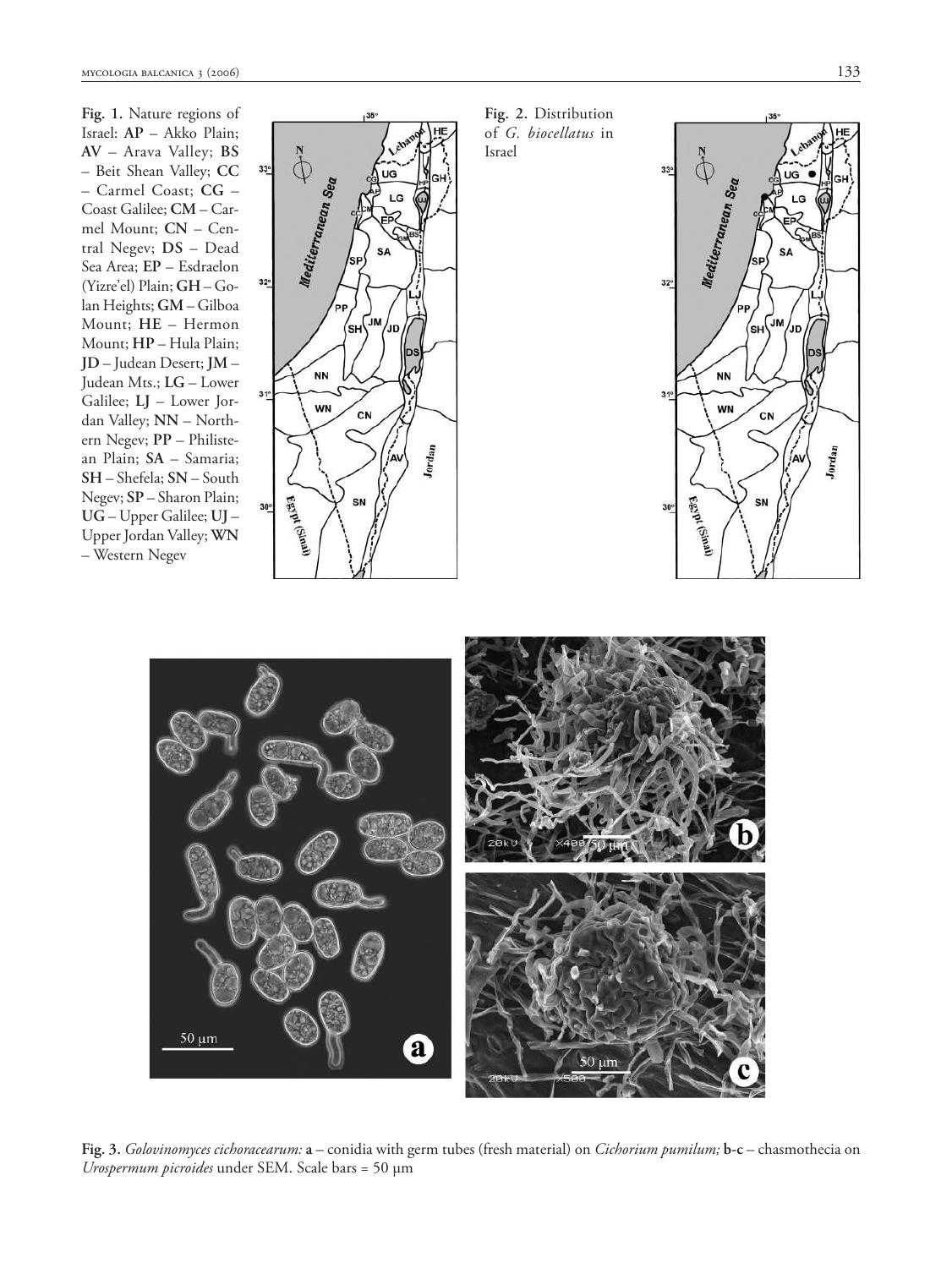**Fig. 1.** Nature regions of Israel: **AP** – Akko Plain; **AV** – Arava Valley; **BS** – Beit Shean Valley; **CC** – Carmel Coast; **CG** – Coast Galilee; **CM** – Carmel Mount; **CN** – Central Negev; **DS** – Dead Sea Area; **EP** – Esdraelon (Yizre'el) Plain; **GH** – Golan Heights; **GM** – Gilboa Mount; **HE** – Hermon Mount; **HP** – Hula Plain; **JD** – Judean Desert; **JM** – Judean Mts.; **LG** – Lower Galilee; **LJ** – Lower Jordan Valley; **NN** – Northern Negev; **PP** – Philistean Plain; **SA** – Samaria; **SH** – Shefela; **SN** – South Negev; **SP** – Sharon Plain; **UG** – Upper Galilee; **UJ** – Upper Jordan Valley; **WN** – Western Negev

**Fig. 2.** Distribution of *G. biocellatus* in Israel

**Fig. 3.** *Golovinomyces cichoracearum:* **a** – conidia with germ tubes (fresh material) on *Cichorium pumilum;* **b-c** – chasmothecia on *Urospermum picroides* under SEM. Scale bars = 50 µm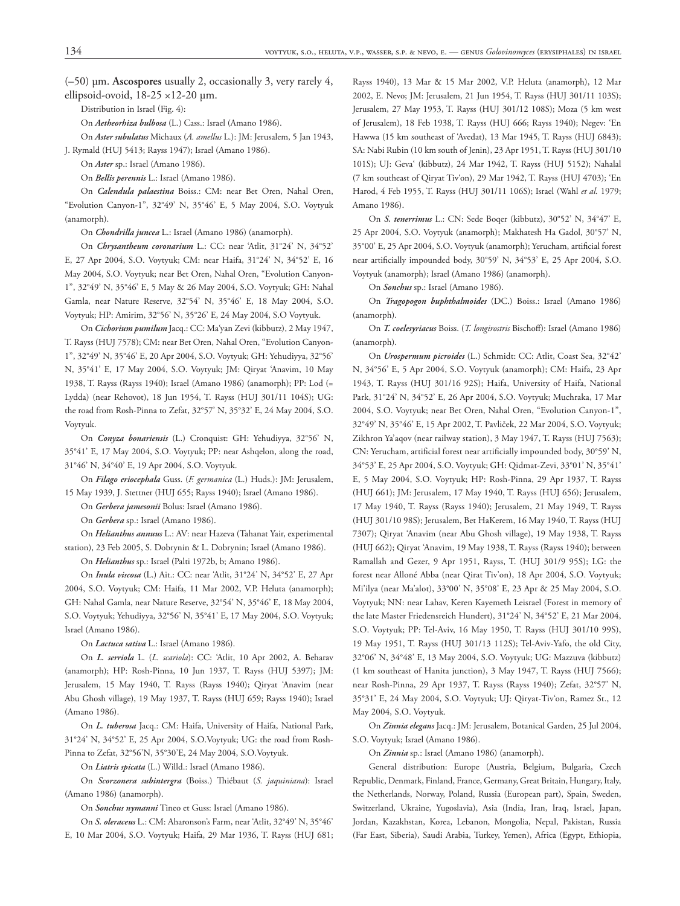(–50) µm. **Ascospores** usually 2, occasionally 3, very rarely 4, ellipsoid-ovoid, 18-25 ×12-20 µm.

Distribution in Israel (Fig. 4):

On *Aetheorhiza bulbosa* (L.) Cass.: Israel (Amano 1986).

On *Aster subulatus* Michaux (*A. amellus* L.): JM: Jerusalem, 5 Jan 1943, J. Rymald (HUJ 5413; Rayss 1947); Israel (Amano 1986).

On *Aster* sp.: Israel (Amano 1986).

On *Bellis perennis* L.: Israel (Amano 1986).

On *Calendula palaestina* Boiss.: CM: near Bet Oren, Nahal Oren, "Evolution Canyon-1", 32°49' N, 35°46' E, 5 May 2004, S.O. Voytyuk (anamorph).

On *Chondrilla juncea* L.: Israel (Amano 1986) (anamorph).

On *Chrysanthemum coronarium* L.: CC: near 'Atlit, 31°24' N, 34°52' E, 27 Apr 2004, S.O. Voytyuk; CM: near Haifa, 31°24' N, 34°52' E, 16 May 2004, S.O. Voytyuk; near Bet Oren, Nahal Oren, "Evolution Canyon-1", 32°49' N, 35°46' E, 5 May & 26 May 2004, S.O. Voytyuk; GH: Nahal Gamla, near Nature Reserve, 32°54' N, 35°46' E, 18 May 2004, S.O. Voytyuk; HP: Amirim, 32°56' N, 35°26' E, 24 May 2004, S.O Voytyuk.

On *Cichorium pumilum* Jacq.: CC: Ma'yan Zevi (kibbutz), 2 May 1947, T. Rayss (HUJ 7578); CM: near Bet Oren, Nahal Oren, "Evolution Canyon-1", 32°49' N, 35°46' E, 20 Apr 2004, S.O. Voytyuk; GH: Yehudiyya, 32°56' N, 35°41' E, 17 May 2004, S.O. Voytyuk; JM: Qiryat 'Anavim, 10 May 1938, T. Rayss (Rayss 1940); Israel (Amano 1986) (anamorph); PP: Lod (= Lydda) (near Rehovot), 18 Jun 1954, T. Rayss (HUJ 301/11 104S); UG: the road from Rosh-Pinna to Zefat, 32°57' N, 35°32' E, 24 May 2004, S.O. Voytyuk.

On *Conyza bonariensis* (L.) Cronquist: GH: Yehudiyya, 32°56' N, 35°41' E, 17 May 2004, S.O. Voytyuk; PP: near Ashqelon, along the road, 31°46' N, 34°40' E, 19 Apr 2004, S.O. Voytyuk.

On *Filago eriocephala* Guss. (*F. germanica* (L.) Huds.): JM: Jerusalem, 15 May 1939, J. Stettner (HUJ 655; Rayss 1940); Israel (Amano 1986).

On *Gerbera jamesonii* Bolus: Israel (Amano 1986).

On *Gerbera* sp.: Israel (Amano 1986).

On *Helianthus annuus* L.: AV: near Hazeva (Tahanat Yair, experimental station), 23 Feb 2005, S. Dobrynin & L. Dobrynin; Israel (Amano 1986).

On *Helianthus* sp.: Israel (Palti 1972b, b; Amano 1986).

On *Inula viscosa* (L.) Ait.: CC: near 'Atlit, 31°24' N, 34°52' E, 27 Apr 2004, S.O. Voytyuk; CM: Haifa, 11 Mar 2002, V.P. Heluta (anamorph); GH: Nahal Gamla, near Nature Reserve, 32°54' N, 35°46' E, 18 May 2004, S.O. Voytyuk; Yehudiyya, 32°56' N, 35°41' E, 17 May 2004, S.O. Voytyuk; Israel (Amano 1986).

On *Lactuca sativa* L.: Israel (Amano 1986).

On *L. serriola* L. (*L. scariola*): CC: 'Atlit, 10 Apr 2002, A. Beharav (anamorph); HP: Rosh-Pinna, 10 Jun 1937, T. Rayss (HUJ 5397); JM: Jerusalem, 15 May 1940, T. Rayss (Rayss 1940); Qiryat 'Anavim (near Abu Ghosh village), 19 May 1937, T. Rayss (HUJ 659; Rayss 1940); Israel (Amano 1986).

On *L. tuberosa* Jacq.: CM: Haifa, University of Haifa, National Park, 31°24' N, 34°52' E, 25 Apr 2004, S.O.Voytyuk; UG: the road from Rosh-Pinna to Zefat, 32°56'N, 35°30'E, 24 May 2004, S.O.Voytyuk.

On *Liatris spicata* (L.) Willd.: Israel (Amano 1986).

On *Scorzonera subintergra* (Boiss.) Thiébaut (*S. jaquiniana*): Israel (Amano 1986) (anamorph).

On *Sonchus nymanni* Tineo et Guss: Israel (Amano 1986).

On *S. oleraceus* L.: CM: Aharonson's Farm, near 'Atlit, 32°49' N, 35°46' E, 10 Mar 2004, S.O. Voytyuk; Haifa, 29 Mar 1936, T. Rayss (HUJ 681; Rayss 1940), 13 Mar & 15 Mar 2002, V.P. Heluta (anamorph), 12 Mar 2002, E. Nevo; JM: Jerusalem, 21 Jun 1954, T. Rayss (HUJ 301/11 103S); Jerusalem, 27 May 1953, T. Rayss (HUJ 301/12 108S); Moza (5 km west of Jerusalem), 18 Feb 1938, T. Rayss (HUJ 666; Rayss 1940); Negev: 'En Hawwa (15 km southeast of 'Avedat), 13 Mar 1945, T. Rayss (HUJ 6843); SA: Nabi Rubin (10 km south of Jenin), 23 Apr 1951, T. Rayss (HUJ 301/10 101S); UJ: Geva' (kibbutz), 24 Mar 1942, T. Rayss (HUJ 5152); Nahalal (7 km southeast of Qiryat Tiv'on), 29 Mar 1942, T. Rayss (HUJ 4703); 'En Harod, 4 Feb 1955, T. Rayss (HUJ 301/11 106S); Israel (Wahl *et al.* 1979; Amano 1986).

On *S. tenerrimus* L.: CN: Sede Boqer (kibbutz), 30°52' N, 34°47' E, 25 Apr 2004, S.O. Voytyuk (anamorph); Makhatesh Ha Gadol, 30°57' N, 35°00' E, 25 Apr 2004, S.O. Voytyuk (anamorph); Yerucham, artificial forest near artificially impounded body, 30°59' N, 34°53' E, 25 Apr 2004, S.O. Voytyuk (anamorph); Israel (Amano 1986) (anamorph).

On *Sonchus* sp.: Israel (Amano 1986).

On *Tragopogon buphthalmoides* (DC.) Boiss.: Israel (Amano 1986) (anamorph).

On *T. coelesyriacus* Boiss. (*T. longirostris* Bischoff): Israel (Amano 1986) (anamorph).

On *Urospermum picroides* (L.) Schmidt: CC: Atlit, Coast Sea, 32°42' N, 34°56' E, 5 Apr 2004, S.O. Voytyuk (anamorph); CM: Haifa, 23 Apr 1943, T. Rayss (HUJ 301/16 92S); Haifa, University of Haifa, National Park, 31°24' N, 34°52' E, 26 Apr 2004, S.O. Voytyuk; Muchraka, 17 Mar 2004, S.O. Voytyuk; near Bet Oren, Nahal Oren, "Evolution Canyon-1", 32°49' N, 35°46' E, 15 Apr 2002, T. Pavliček, 22 Mar 2004, S.O. Voytyuk; Zikhron Ya'aqov (near railway station), 3 May 1947, T. Rayss (HUJ 7563); CN: Yerucham, artificial forest near artificially impounded body, 30°59' N, 34°53' E, 25 Apr 2004, S.O. Voytyuk; GH: Qidmat-Zevi, 33°01' N, 35°41' E, 5 May 2004, S.O. Voytyuk; HP: Rosh-Pinna, 29 Apr 1937, T. Rayss (HUJ 661); JM: Jerusalem, 17 May 1940, T. Rayss (HUJ 656); Jerusalem, 17 May 1940, T. Rayss (Rayss 1940); Jerusalem, 21 May 1949, T. Rayss (HUJ 301/10 98S); Jerusalem, Bet HaKerem, 16 May 1940, T. Rayss (HUJ 7307); Qiryat 'Anavim (near Abu Ghosh village), 19 May 1938, T. Rayss (HUJ 662); Qiryat 'Anavim, 19 May 1938, T. Rayss (Rayss 1940); between Ramallah and Gezer, 9 Apr 1951, Rayss, T. (HUJ 301/9 95S); LG: the forest near Alloné Abba (near Qirat Tiv'on), 18 Apr 2004, S.O. Voytyuk; Mi'ilya (near Ma'alot), 33°00' N, 35°08' E, 23 Apr & 25 May 2004, S.O. Voytyuk; NN: near Lahav, Keren Kayemeth Leisrael (Forest in memory of the late Master Friedensreich Hundert), 31°24' N, 34°52' E, 21 Mar 2004, S.O. Voytyuk; PP: Tel-Aviv, 16 May 1950, T. Rayss (HUJ 301/10 99S), 19 May 1951, T. Rayss (HUJ 301/13 112S); Tel-Aviv-Yafo, the old City, 32°06' N, 34°48' E, 13 May 2004, S.O. Voytyuk; UG: Mazzuva (kibbutz) (1 km southeast of Hanita junction), 3 May 1947, T. Rayss (HUJ 7566); near Rosh-Pinna, 29 Apr 1937, T. Rayss (Rayss 1940); Zefat, 32°57' N, 35°31' E, 24 May 2004, S.O. Voytyuk; UJ: Qiryat-Tiv'on, Ramez St., 12 May 2004, S.O. Voytyuk.

On *Zinnia elegans* Jacq.: JM: Jerusalem, Botanical Garden, 25 Jul 2004, S.O. Voytyuk; Israel (Amano 1986).

On *Zinnia* sp.: Israel (Amano 1986) (anamorph).

General distribution: Europe (Austria, Belgium, Bulgaria, Czech Republic, Denmark, Finland, France, Germany, Great Britain, Hungary, Italy, the Netherlands, Norway, Poland, Russia (European part), Spain, Sweden, Switzerland, Ukraine, Yugoslavia), Asia (India, Iran, Iraq, Israel, Japan, Jordan, Kazakhstan, Korea, Lebanon, Mongolia, Nepal, Pakistan, Russia (Far East, Siberia), Saudi Arabia, Turkey, Yemen), Africa (Egypt, Ethiopia,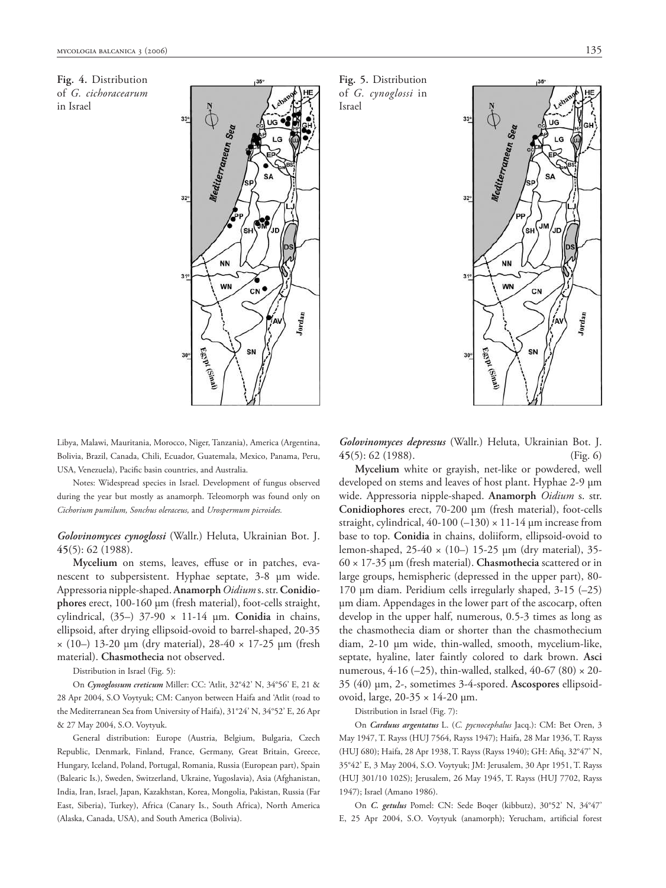Fig. 4. Distribution of *G. cichoracearum* in Israel

Fig. 5. Distribution of *G. cynoglossi* in Israel

Libya, Malawi, Mauritania, Morocco, Niger, Tanzania), America (Argentina, Bolivia, Brazil, Canada, Chili, Ecuador, Guatemala, Mexico, Panama, Peru, USA, Venezuela), Pacific basin countries, and Australia.

Notes: Widespread species in Israel. Development of fungus observed during the year but mostly as anamorph. Teleomorph was found only on *Cichorium pumilum, Sonchus oleraceus,* and *Urospermum picroides.*

***Golovinomyces cynoglossi*** (Wallr.) Heluta, Ukrainian Bot. J. **45**(5): 62 (1988).

**Mycelium** on stems, leaves, effuse or in patches, evanescent to subpersistent. Hyphae septate, 3-8 µm wide. Appressoria nipple-shaped. **Anamorph** *Oidium* s. str. **Conidiophores** erect, 100-160 µm (fresh material), foot-cells straight, cylindrical, (35–) 37-90 × 11-14 µm. **Conidia** in chains, ellipsoid, after drying ellipsoid-ovoid to barrel-shaped, 20-35 × (10–) 13-20 µm (dry material), 28-40 × 17-25 µm (fresh material). **Chasmothecia** not observed.

Distribution in Israel (Fig. 5):

On ***Cynoglossum creticum*** Miller: CC: 'Atlit, 32°42' N, 34°56' E, 21 & 28 Apr 2004, S.O Voytyuk; CM: Canyon between Haifa and 'Atlit (road to the Mediterranean Sea from University of Haifa), 31°24' N, 34°52' E, 26 Apr & 27 May 2004, S.O. Voytyuk.

General distribution: Europe (Austria, Belgium, Bulgaria, Czech Republic, Denmark, Finland, France, Germany, Great Britain, Greece, Hungary, Iceland, Poland, Portugal, Romania, Russia (European part), Spain (Balearic Is.), Sweden, Switzerland, Ukraine, Yugoslavia), Asia (Afghanistan, India, Iran, Israel, Japan, Kazakhstan, Korea, Mongolia, Pakistan, Russia (Far East, Siberia), Turkey), Africa (Canary Is., South Africa), North America (Alaska, Canada, USA), and South America (Bolivia).

***Golovinomyces depressus*** (Wallr.) Heluta, Ukrainian Bot. J. **45**(5): 62 (1988). (Fig. 6)

**Mycelium** white or grayish, net-like or powdered, well developed on stems and leaves of host plant. Hyphae 2-9 µm wide. Appressoria nipple-shaped. **Anamorph** *Oidium* s. str. **Conidiophores** erect, 70-200 µm (fresh material), foot-cells straight, cylindrical, 40-100 (–130) × 11-14 µm increase from base to top. **Conidia** in chains, doliiform, ellipsoid-ovoid to lemon-shaped, 25-40 × (10–) 15-25 µm (dry material), 35-60 × 17-35 µm (fresh material). **Chasmothecia** scattered or in large groups, hemispheric (depressed in the upper part), 80-170 µm diam. Peridium cells irregularly shaped, 3-15 (–25) µm diam. Appendages in the lower part of the ascocarp, often develop in the upper half, numerous, 0.5-3 times as long as the chasmothecia diam or shorter than the chasmothecium diam, 2-10 µm wide, thin-walled, smooth, mycelium-like, septate, hyaline, later faintly colored to dark brown. **Asci** numerous, 4-16 (–25), thin-walled, stalked, 40-67 (80) × 20-35 (40) µm, 2-, sometimes 3-4-spored. **Ascospores** ellipsoid-ovoid, large, 20-35 × 14-20 µm.

Distribution in Israel (Fig. 7):

On ***Carduus argentatus*** L. (*C. pycnocephalus* Jacq.): CM: Bet Oren, 3 May 1947, T. Rayss (HUJ 7564, Rayss 1947); Haifa, 28 Mar 1936, T. Rayss (HUJ 680); Haifa, 28 Apr 1938, T. Rayss (Rayss 1940); GH: Afiq, 32°47' N, 35°42' E, 3 May 2004, S.O. Voytyuk; JM: Jerusalem, 30 Apr 1951, T. Rayss (HUJ 301/10 102S); Jerusalem, 26 May 1945, T. Rayss (HUJ 7702, Rayss 1947); Israel (Amano 1986).

On ***C. getulus*** Pomel: CN: Sede Boqer (kibbutz), 30°52' N, 34°47' E, 25 Apr 2004, S.O. Voytyuk (anamorph); Yerucham, artificial forest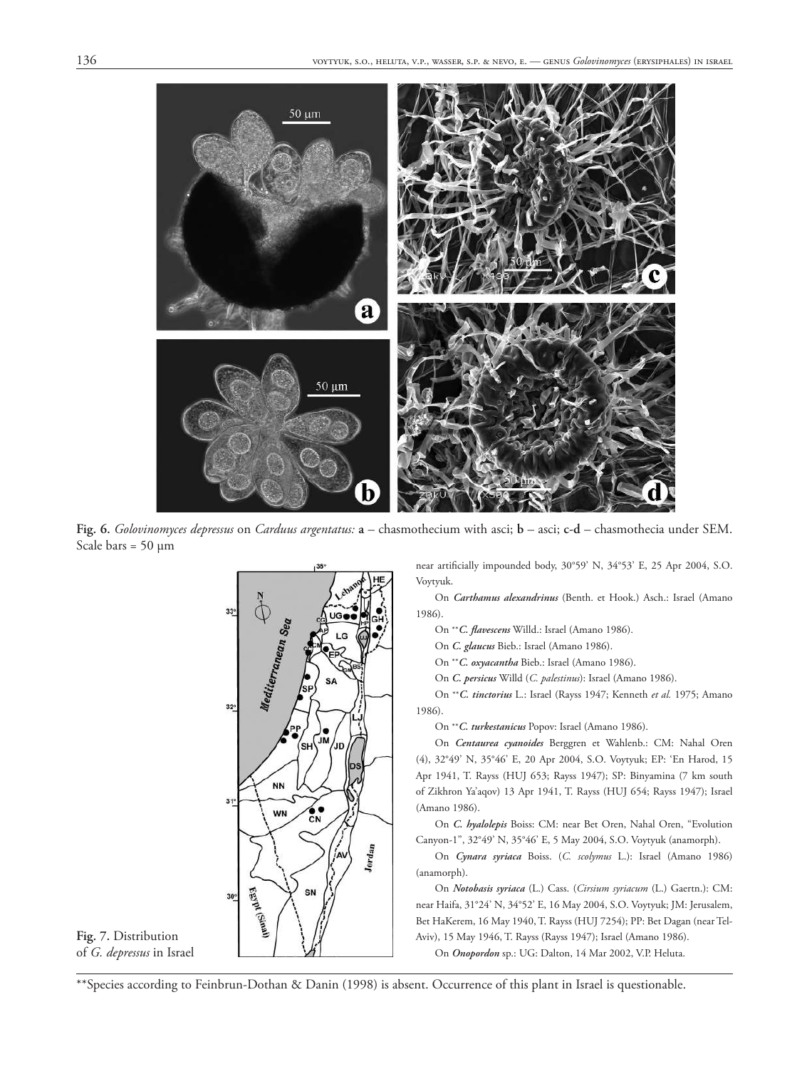**Fig. 6.** *Golovinomyces depressus* on *Carduus argentatus:* **a** – chasmothecium with asci; **b** – asci; **c-d** – chasmothecia under SEM. Scale bars = 50 µm

**Fig. 7.** Distribution of *G. depressus* in Israel

near artificially impounded body, 30°59' N, 34°53' E, 25 Apr 2004, S.O. Voytyuk.

On ***Carthamus alexandrinus*** (Benth. et Hook.) Asch.: Israel (Amano 1986).

On \*\****C. flavescens*** Willd.: Israel (Amano 1986).

On ***C. glaucus*** Bieb.: Israel (Amano 1986).

On \*\****C. oxyacantha*** Bieb.: Israel (Amano 1986).

On ***C. persicus*** Willd (*C. palestinus*): Israel (Amano 1986).

On \*\****C. tinctorius*** L.: Israel (Rayss 1947; Kenneth *et al.* 1975; Amano 1986).

On \*\****C. turkestanicus*** Popov: Israel (Amano 1986).

On ***Centaurea cyanoides*** Berggren et Wahlenb.: CM: Nahal Oren (4), 32°49' N, 35°46' E, 20 Apr 2004, S.O. Voytyuk; EP: 'En Harod, 15 Apr 1941, T. Rayss (HUJ 653; Rayss 1947); SP: Binyamina (7 km south of Zikhron Ya'aqov) 13 Apr 1941, T. Rayss (HUJ 654; Rayss 1947); Israel (Amano 1986).

On ***C. hyalolepis*** Boiss: CM: near Bet Oren, Nahal Oren, "Evolution Canyon-1", 32°49' N, 35°46' E, 5 May 2004, S.O. Voytyuk (anamorph).

On ***Cynara syriaca*** Boiss. (*C. scolymus* L.): Israel (Amano 1986) (anamorph).

On ***Notobasis syriaca*** (L.) Cass. (*Cirsium syriacum* (L.) Gaertn.): CM: near Haifa, 31°24' N, 34°52' E, 16 May 2004, S.O. Voytyuk; JM: Jerusalem, Bet HaKerem, 16 May 1940, T. Rayss (HUJ 7254); PP: Bet Dagan (near Tel-Aviv), 15 May 1946, T. Rayss (Rayss 1947); Israel (Amano 1986).

On ***Onopordon*** sp.: UG: Dalton, 14 Mar 2002, V.P. Heluta.

\*\*Species according to Feinbrun-Dothan & Danin (1998) is absent. Occurrence of this plant in Israel is questionable.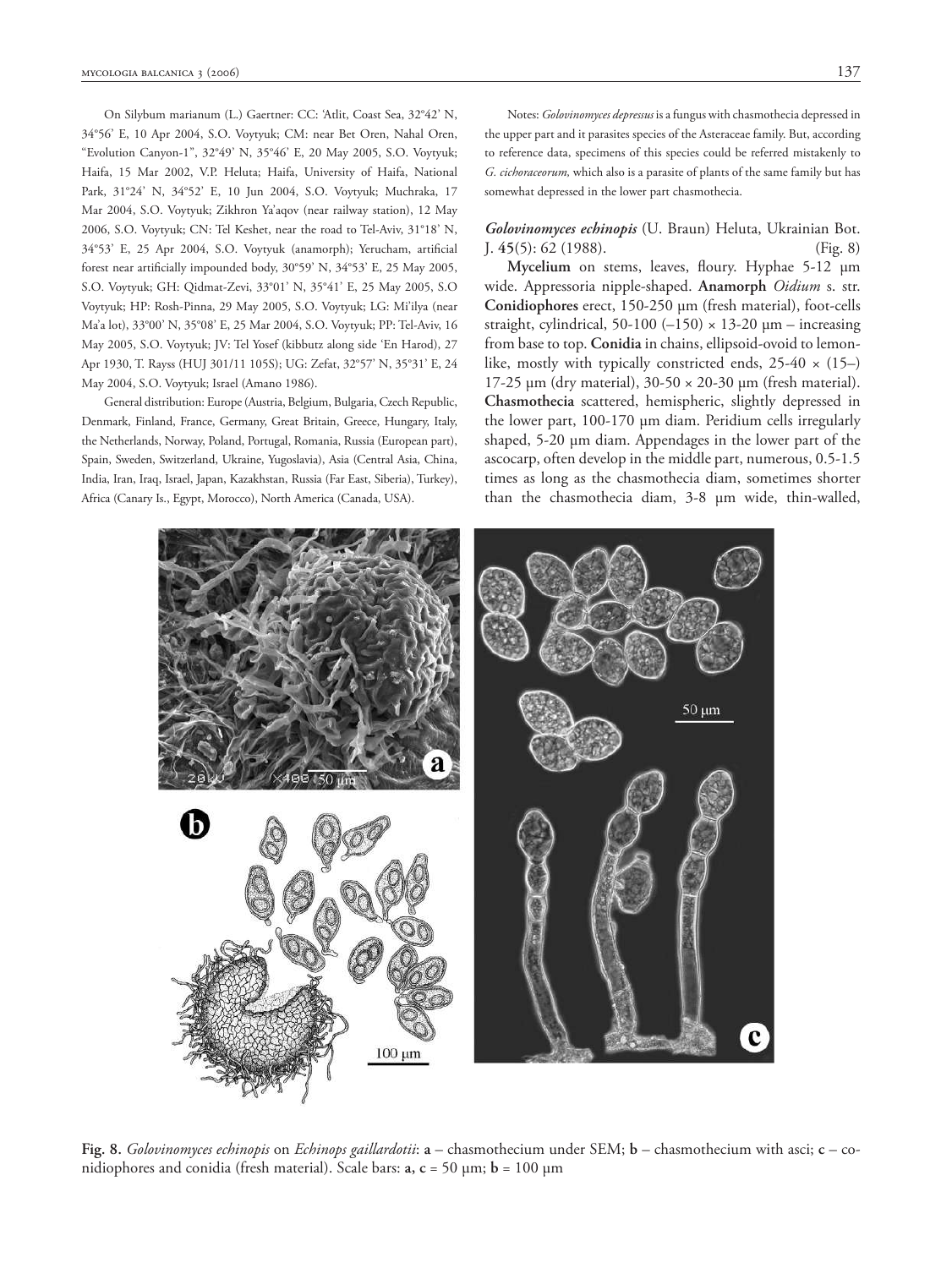On Silybum marianum (L.) Gaertner: CC: 'Atlit, Coast Sea, 32°42' N, 34°56' E, 10 Apr 2004, S.O. Voytyuk; CM: near Bet Oren, Nahal Oren, "Evolution Canyon-1", 32°49' N, 35°46' E, 20 May 2005, S.O. Voytyuk; Haifa, 15 Mar 2002, V.P. Heluta; Haifa, University of Haifa, National Park, 31°24' N, 34°52' E, 10 Jun 2004, S.O. Voytyuk; Muchraka, 17 Mar 2004, S.O. Voytyuk; Zikhron Ya'aqov (near railway station), 12 May 2006, S.O. Voytyuk; CN: Tel Keshet, near the road to Tel-Aviv, 31°18' N, 34°53' E, 25 Apr 2004, S.O. Voytyuk (anamorph); Yerucham, artificial forest near artificially impounded body, 30°59' N, 34°53' E, 25 May 2005, S.O. Voytyuk; GH: Qidmat-Zevi, 33°01' N, 35°41' E, 25 May 2005, S.O Voytyuk; HP: Rosh-Pinna, 29 May 2005, S.O. Voytyuk; LG: Mi'ilya (near Ma'a lot), 33°00' N, 35°08' E, 25 Mar 2004, S.O. Voytyuk; PP: Tel-Aviv, 16 May 2005, S.O. Voytyuk; JV: Tel Yosef (kibbutz along side 'En Harod), 27 Apr 1930, T. Rayss (HUJ 301/11 105S); UG: Zefat, 32°57' N, 35°31' E, 24 May 2004, S.O. Voytyuk; Israel (Amano 1986).

General distribution: Europe (Austria, Belgium, Bulgaria, Czech Republic, Denmark, Finland, France, Germany, Great Britain, Greece, Hungary, Italy, the Netherlands, Norway, Poland, Portugal, Romania, Russia (European part), Spain, Sweden, Switzerland, Ukraine, Yugoslavia), Asia (Central Asia, China, India, Iran, Iraq, Israel, Japan, Kazakhstan, Russia (Far East, Siberia), Turkey), Africa (Canary Is., Egypt, Morocco), North America (Canada, USA).

Notes: *Golovinomyces depressus* is a fungus with chasmothecia depressed in the upper part and it parasites species of the Asteraceae family. But, according to reference data, specimens of this species could be referred mistakenly to *G. cichoraceorum,* which also is a parasite of plants of the same family but has somewhat depressed in the lower part chasmothecia.

***Golovinomyces echinopis*** (U. Braun) Heluta, Ukrainian Bot. J. **45**(5): 62 (1988). (Fig. 8)

**Mycelium** on stems, leaves, floury. Hyphae 5-12 µm wide. Appressoria nipple-shaped. **Anamorph** *Oidium* s. str. **Conidiophores** erect, 150-250 µm (fresh material), foot-cells straight, cylindrical, 50-100 (–150) × 13-20 µm – increasing from base to top. **Conidia** in chains, ellipsoid-ovoid to lemon-like, mostly with typically constricted ends, 25-40 × (15–) 17-25 µm (dry material), 30-50 × 20-30 µm (fresh material). **Chasmothecia** scattered, hemispheric, slightly depressed in the lower part, 100-170 µm diam. Peridium cells irregularly shaped, 5-20 µm diam. Appendages in the lower part of the ascocarp, often develop in the middle part, numerous, 0.5-1.5 times as long as the chasmothecia diam, sometimes shorter than the chasmothecia diam, 3-8 µm wide, thin-walled,

**Fig. 8.** *Golovinomyces echinopis* on *Echinops gaillardotii*: **a** – chasmothecium under SEM; **b** – chasmothecium with asci; **c** – conidiophores and conidia (fresh material). Scale bars: **a, c** = 50 µm; **b** = 100 µm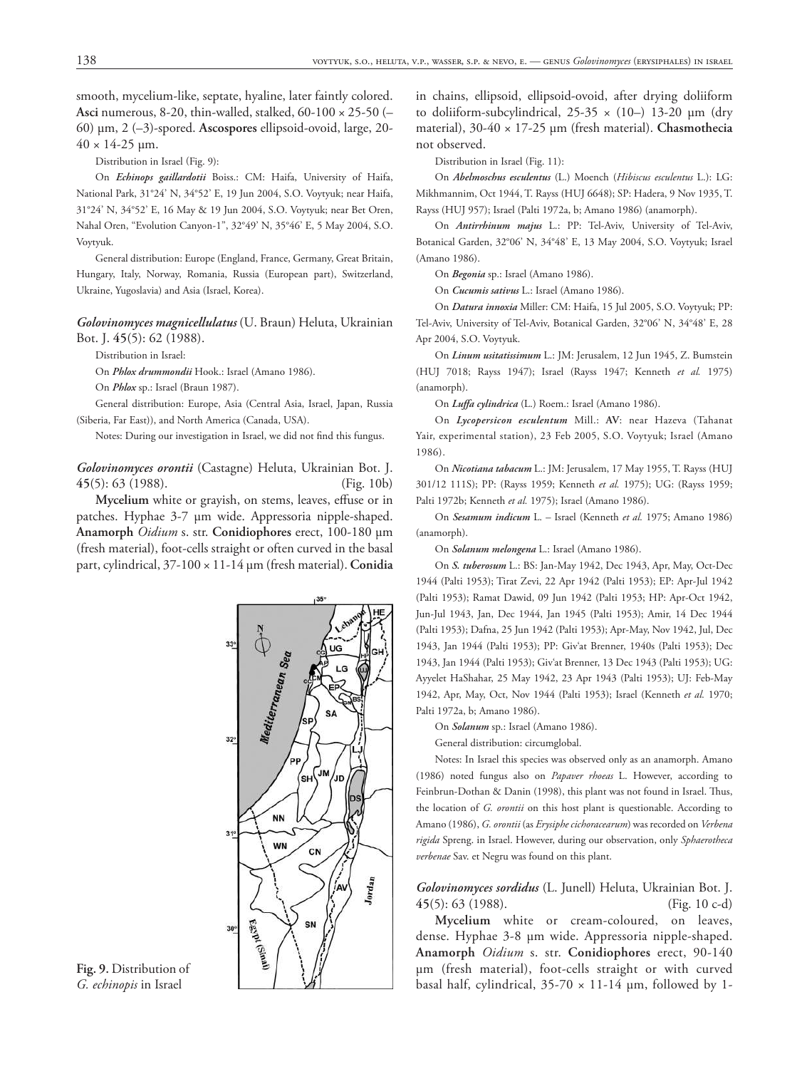smooth, mycelium-like, septate, hyaline, later faintly colored. **Asci** numerous, 8-20, thin-walled, stalked, 60-100 × 25-50 (–60) µm, 2 (–3)-spored. **Ascospores** ellipsoid-ovoid, large, 20-40 × 14-25 µm.

Distribution in Israel (Fig. 9):

On ***Echinops gaillardotii*** Boiss.: CM: Haifa, University of Haifa, National Park, 31°24' N, 34°52' E, 19 Jun 2004, S.O. Voytyuk; near Haifa, 31°24' N, 34°52' E, 16 May & 19 Jun 2004, S.O. Voytyuk; near Bet Oren, Nahal Oren, "Evolution Canyon-1", 32°49' N, 35°46' E, 5 May 2004, S.O. Voytyuk.

General distribution: Europe (England, France, Germany, Great Britain, Hungary, Italy, Norway, Romania, Russia (European part), Switzerland, Ukraine, Yugoslavia) and Asia (Israel, Korea).

***Golovinomyces magnicellulatus*** (U. Braun) Heluta, Ukrainian Bot. J. **45**(5): 62 (1988).

Distribution in Israel:

On ***Phlox drummondii*** Hook.: Israel (Amano 1986).

On ***Phlox*** sp.: Israel (Braun 1987).

General distribution: Europe, Asia (Central Asia, Israel, Japan, Russia (Siberia, Far East)), and North America (Canada, USA).

Notes: During our investigation in Israel, we did not find this fungus.

***Golovinomyces orontii*** (Castagne) Heluta, Ukrainian Bot. J. **45**(5): 63 (1988). (Fig. 10b)

**Mycelium** white or grayish, on stems, leaves, effuse or in patches. Hyphae 3-7 µm wide. Appressoria nipple-shaped. **Anamorph** *Oidium* s. str. **Conidiophores** erect, 100-180 µm (fresh material), foot-cells straight or often curved in the basal part, cylindrical, 37-100 × 11-14 µm (fresh material). **Conidia** in chains, ellipsoid, ellipsoid-ovoid, after drying doliiform to doliiform-subcylindrical, 25-35 × (10–) 13-20 µm (dry material), 30-40 × 17-25 µm (fresh material). **Chasmothecia** not observed.

Fig. 9. Distribution of *G. echinopis* in Israel

Distribution in Israel (Fig. 11):

On ***Abelmoschus esculentus*** (L.) Moench (*Hibiscus esculentus* L.): LG: Mikhmannim, Oct 1944, T. Rayss (HUJ 6648); SP: Hadera, 9 Nov 1935, T. Rayss (HUJ 957); Israel (Palti 1972a, b; Amano 1986) (anamorph).

On ***Antirrhinum majus*** L.: PP: Tel-Aviv, University of Tel-Aviv, Botanical Garden, 32°06' N, 34°48' E, 13 May 2004, S.O. Voytyuk; Israel (Amano 1986).

On ***Begonia*** sp.: Israel (Amano 1986).

On ***Cucumis sativus*** L.: Israel (Amano 1986).

On ***Datura innoxia*** Miller: CM: Haifa, 15 Jul 2005, S.O. Voytyuk; PP: Tel-Aviv, University of Tel-Aviv, Botanical Garden, 32°06' N, 34°48' E, 28 Apr 2004, S.O. Voytyuk.

On ***Linum usitatissimum*** L.: JM: Jerusalem, 12 Jun 1945, Z. Bumstein (HUJ 7018; Rayss 1947); Israel (Rayss 1947; Kenneth *et al.* 1975) (anamorph).

On ***Luffa cylindrica*** (L.) Roem.: Israel (Amano 1986).

On ***Lycopersicon esculentum*** Mill.: **AV**: near Hazeva (Tahanat Yair, experimental station), 23 Feb 2005, S.O. Voytyuk; Israel (Amano 1986).

On ***Nicotiana tabacum*** L.: JM: Jerusalem, 17 May 1955, T. Rayss (HUJ 301/12 111S); PP: (Rayss 1959; Kenneth *et al.* 1975); UG: (Rayss 1959; Palti 1972b; Kenneth *et al.* 1975); Israel (Amano 1986).

On ***Sesamum indicum*** L. – Israel (Kenneth *et al.* 1975; Amano 1986) (anamorph).

On ***Solanum melongena*** L.: Israel (Amano 1986).

On ***S. tuberosum*** L.: BS: Jan-May 1942, Dec 1943, Apr, May, Oct-Dec 1944 (Palti 1953); Tirat Zevi, 22 Apr 1942 (Palti 1953); EP: Apr-Jul 1942 (Palti 1953); Ramat Dawid, 09 Jun 1942 (Palti 1953); HP: Apr-Oct 1942, Jun-Jul 1943, Jan, Dec 1944, Jan 1945 (Palti 1953); Amir, 14 Dec 1944 (Palti 1953); Dafna, 25 Jun 1942 (Palti 1953); Apr-May, Nov 1942, Jul, Dec 1943, Jan 1944 (Palti 1953); PP: Giv'at Brenner, 1940s (Palti 1953); Dec 1943, Jan 1944 (Palti 1953); Giv'at Brenner, 13 Dec 1943 (Palti 1953); UG: Ayyelet HaShahar, 25 May 1942, 23 Apr 1943 (Palti 1953); UJ: Feb-May 1942, Apr, May, Oct, Nov 1944 (Palti 1953); Israel (Kenneth *et al.* 1970; Palti 1972a, b; Amano 1986).

On ***Solanum*** sp.: Israel (Amano 1986).

General distribution: circumglobal.

Notes: In Israel this species was observed only as an anamorph. Amano (1986) noted fungus also on *Papaver rhoeas* L. However, according to Feinbrun-Dothan & Danin (1998), this plant was not found in Israel. Thus, the location of *G. orontii* on this host plant is questionable. According to Amano (1986), *G. orontii* (as *Erysiphe cichoracearum*) was recorded on *Verbena rigida* Spreng. in Israel. However, during our observation, only *Sphaerotheca verbenae* Sav. et Negru was found on this plant.

***Golovinomyces sordidus*** (L. Junell) Heluta, Ukrainian Bot. J. **45**(5): 63 (1988). (Fig. 10 c-d)

**Mycelium** white or cream-coloured, on leaves, dense. Hyphae 3-8 µm wide. Appressoria nipple-shaped. **Anamorph** *Oidium* s. str. **Conidiophores** erect, 90-140 µm (fresh material), foot-cells straight or with curved basal half, cylindrical, 35-70 × 11-14 µm, followed by 1-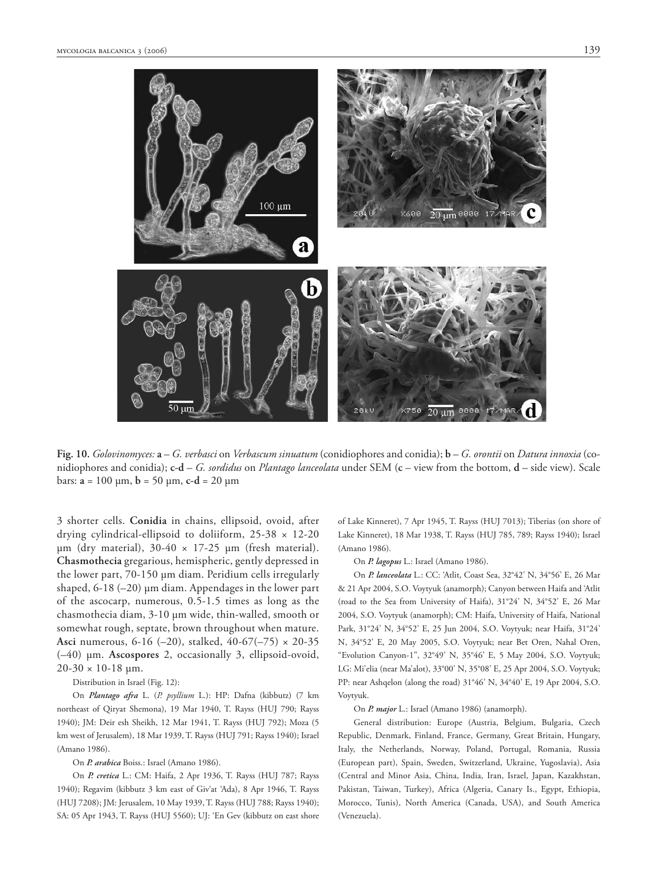**Fig. 10.** *Golovinomyces:* **a** – *G. verbasci* on *Verbascum sinuatum* (conidiophores and conidia); **b** – *G. orontii* on *Datura innoxia* (conidiophores and conidia); **c-d** – *G. sordidus* on *Plantago lanceolata* under SEM (**c** – view from the bottom, **d** – side view). Scale bars: **a** = 100 µm, **b** = 50 µm, **c-d** = 20 µm

3 shorter cells. **Conidia** in chains, ellipsoid, ovoid, after drying cylindrical-ellipsoid to doliiform, 25-38 × 12-20 µm (dry material), 30-40 × 17-25 µm (fresh material). **Chasmothecia** gregarious, hemispheric, gently depressed in the lower part, 70-150 µm diam. Peridium cells irregularly shaped, 6-18 (–20) µm diam. Appendages in the lower part of the ascocarp, numerous, 0.5-1.5 times as long as the chasmothecia diam, 3-10 µm wide, thin-walled, smooth or somewhat rough, septate, brown throughout when mature. **Asci** numerous, 6-16 (–20), stalked, 40-67(–75) × 20-35 (–40) µm. **Ascospores** 2, occasionally 3, ellipsoid-ovoid, 20-30 × 10-18 µm.

Distribution in Israel (Fig. 12):

On ***Plantago afra*** L. (*P. psyllium* L.): HP: Dafna (kibbutz) (7 km northeast of Qiryat Shemona), 19 Mar 1940, T. Rayss (HUJ 790; Rayss 1940); JM: Deir esh Sheikh, 12 Mar 1941, T. Rayss (HUJ 792); Moza (5 km west of Jerusalem), 18 Mar 1939, T. Rayss (HUJ 791; Rayss 1940); Israel (Amano 1986).

On ***P. arabica*** Boiss.: Israel (Amano 1986).

On ***P. cretica*** L.: CM: Haifa, 2 Apr 1936, T. Rayss (HUJ 787; Rayss 1940); Regavim (kibbutz 3 km east of Giv'at 'Ada), 8 Apr 1946, T. Rayss (HUJ 7208); JM: Jerusalem, 10 May 1939, T. Rayss (HUJ 788; Rayss 1940); SA: 05 Apr 1943, T. Rayss (HUJ 5560); UJ: 'En Gev (kibbutz on east shore of Lake Kinneret), 7 Apr 1945, T. Rayss (HUJ 7013); Tiberias (on shore of Lake Kinneret), 18 Mar 1938, T. Rayss (HUJ 785, 789; Rayss 1940); Israel (Amano 1986).

On ***P. lagopus*** L.: Israel (Amano 1986).

On ***P. lanceolata*** L.: CC: 'Atlit, Coast Sea, 32°42' N, 34°56' E, 26 Mar & 21 Apr 2004, S.O. Voytyuk (anamorph); Canyon between Haifa and 'Atlit (road to the Sea from University of Haifa), 31°24' N, 34°52' E, 26 Mar 2004, S.O. Voytyuk (anamorph); CM: Haifa, University of Haifa, National Park, 31°24' N, 34°52' E, 25 Jun 2004, S.O. Voytyuk; near Haifa, 31°24' N, 34°52' E, 20 May 2005, S.O. Voytyuk; near Bet Oren, Nahal Oren, "Evolution Canyon-1", 32°49' N, 35°46' E, 5 May 2004, S.O. Voytyuk; LG: Mi'elia (near Ma'alot), 33°00' N, 35°08' E, 25 Apr 2004, S.O. Voytyuk; PP: near Ashqelon (along the road) 31°46' N, 34°40' E, 19 Apr 2004, S.O. Voytyuk.

On ***P. major*** L.: Israel (Amano 1986) (anamorph).

General distribution: Europe (Austria, Belgium, Bulgaria, Czech Republic, Denmark, Finland, France, Germany, Great Britain, Hungary, Italy, the Netherlands, Norway, Poland, Portugal, Romania, Russia (European part), Spain, Sweden, Switzerland, Ukraine, Yugoslavia), Asia (Central and Minor Asia, China, India, Iran, Israel, Japan, Kazakhstan, Pakistan, Taiwan, Turkey), Africa (Algeria, Canary Is., Egypt, Ethiopia, Morocco, Tunis), North America (Canada, USA), and South America (Venezuela).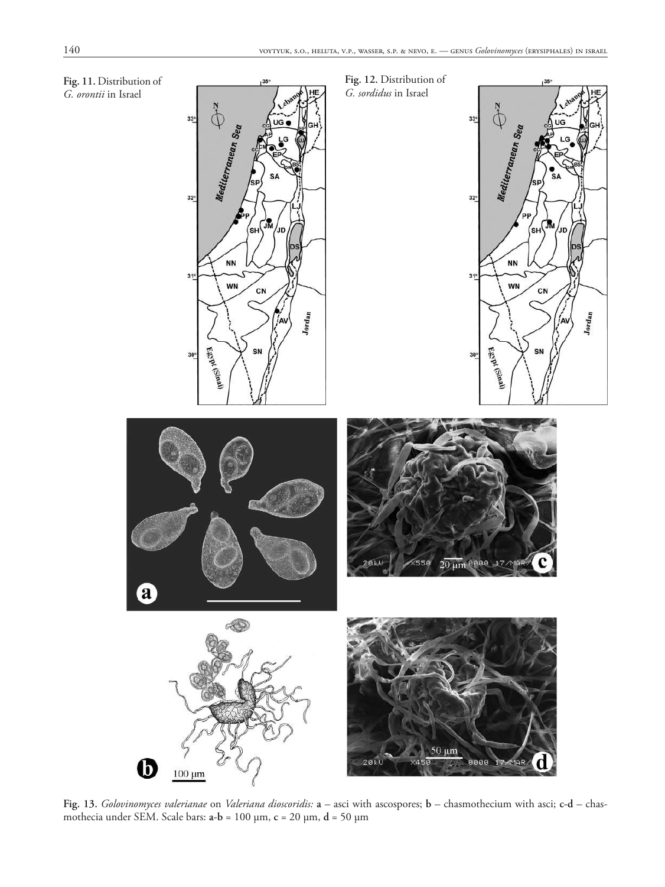**Fig. 11.** Distribution of *G. orontii* in Israel

**Fig. 12.** Distribution of *G. sordidus* in Israel

**Fig. 13.** *Golovinomyces valerianae* on *Valeriana dioscoridis:* **a** – asci with ascospores; **b** – chasmothecium with asci; **c-d** – chasmothecia under SEM. Scale bars: **a-b** = 100 µm, **c** = 20 µm, **d** = 50 µm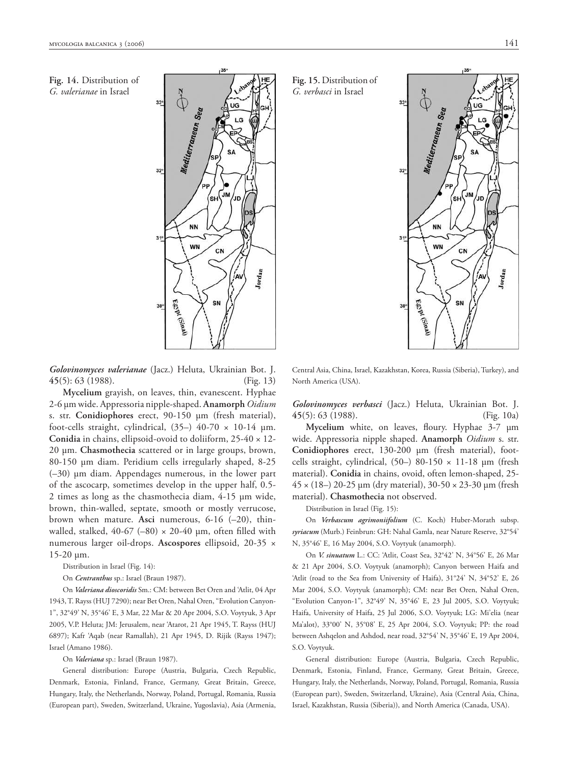Fig. 14. Distribution of *G. valerianae* in Israel

Fig. 15. Distribution of *G. verbasci* in Israel

***Golovinomyces valerianae*** (Jacz.) Heluta, Ukrainian Bot. J. **45**(5): 63 (1988). (Fig. 13)

**Mycelium** grayish, on leaves, thin, evanescent. Hyphae 2-6 µm wide. Appressoria nipple-shaped. **Anamorph** *Oidium* s. str. **Conidiophores** erect, 90-150 µm (fresh material), foot-cells straight, cylindrical, (35–) 40-70 × 10-14 µm. **Conidia** in chains, ellipsoid-ovoid to doliiform, 25-40 × 12-20 µm. **Chasmothecia** scattered or in large groups, brown, 80-150 µm diam. Peridium cells irregularly shaped, 8-25 (–30) µm diam. Appendages numerous, in the lower part of the ascocarp, sometimes develop in the upper half, 0.5-2 times as long as the chasmothecia diam, 4-15 µm wide, brown, thin-walled, septate, smooth or mostly verrucose, brown when mature. **Asci** numerous, 6-16 (–20), thin-walled, stalked, 40-67 (–80) × 20-40 µm, often filled with numerous larger oil-drops. **Ascospores** ellipsoid, 20-35 × 15-20 µm.

Distribution in Israel (Fig. 14):

On *Centranthus* sp.: Israel (Braun 1987).

On *Valeriana dioscoridis* Sm.: CM: between Bet Oren and 'Atlit, 04 Apr 1943, T. Rayss (HUJ 7290); near Bet Oren, Nahal Oren, "Evolution Canyon-1", 32°49' N, 35°46' E, 3 Mar, 22 Mar & 20 Apr 2004, S.O. Voytyuk, 3 Apr 2005, V.P. Heluta; JM: Jerusalem, near 'Atarot, 21 Apr 1945, T. Rayss (HUJ 6897); Kafr 'Aqab (near Ramallah), 21 Apr 1945, D. Rijik (Rayss 1947); Israel (Amano 1986).

On *Valeriana* sp.: Israel (Braun 1987).

General distribution: Europe (Austria, Bulgaria, Czech Republic, Denmark, Estonia, Finland, France, Germany, Great Britain, Greece, Hungary, Italy, the Netherlands, Norway, Poland, Portugal, Romania, Russia (European part), Sweden, Switzerland, Ukraine, Yugoslavia), Asia (Armenia, Central Asia, China, Israel, Kazakhstan, Korea, Russia (Siberia), Turkey), and North America (USA).

***Golovinomyces verbasci*** (Jacz.) Heluta, Ukrainian Bot. J. **45**(5): 63 (1988). (Fig. 10a)

**Mycelium** white, on leaves, floury. Hyphae 3-7 µm wide. Appressoria nipple shaped. **Anamorph** *Oidium* s. str. **Conidiophores** erect, 130-200 µm (fresh material), foot-cells straight, cylindrical, (50–) 80-150 × 11-18 µm (fresh material). **Conidia** in chains, ovoid, often lemon-shaped, 25-45 × (18–) 20-25 µm (dry material), 30-50 × 23-30 µm (fresh material). **Chasmothecia** not observed.

Distribution in Israel (Fig. 15):

On *Verbascum agrimoniifolium* (C. Koch) Huber-Morath subsp. *syriacum* (Murb.) Feinbrun: GH: Nahal Gamla, near Nature Reserve, 32°54' N, 35°46' E, 16 May 2004, S.O. Voytyuk (anamorph).

On *V. sinuatum* L.: CC: 'Atlit, Coast Sea, 32°42' N, 34°56' E, 26 Mar & 21 Apr 2004, S.O. Voytyuk (anamorph); Canyon between Haifa and 'Atlit (road to the Sea from University of Haifa), 31°24' N, 34°52' E, 26 Mar 2004, S.O. Voytyuk (anamorph); CM: near Bet Oren, Nahal Oren, "Evolution Canyon-1", 32°49' N, 35°46' E, 23 Jul 2005, S.O. Voytyuk; Haifa, University of Haifa, 25 Jul 2006, S.O. Voytyuk; LG: Mi'elia (near Ma'alot), 33°00' N, 35°08' E, 25 Apr 2004, S.O. Voytyuk; PP: the road between Ashqelon and Ashdod, near road, 32°54' N, 35°46' E, 19 Apr 2004, S.O. Voytyuk.

General distribution: Europe (Austria, Bulgaria, Czech Republic, Denmark, Estonia, Finland, France, Germany, Great Britain, Greece, Hungary, Italy, the Netherlands, Norway, Poland, Portugal, Romania, Russia (European part), Sweden, Switzerland, Ukraine), Asia (Central Asia, China, Israel, Kazakhstan, Russia (Siberia)), and North America (Canada, USA).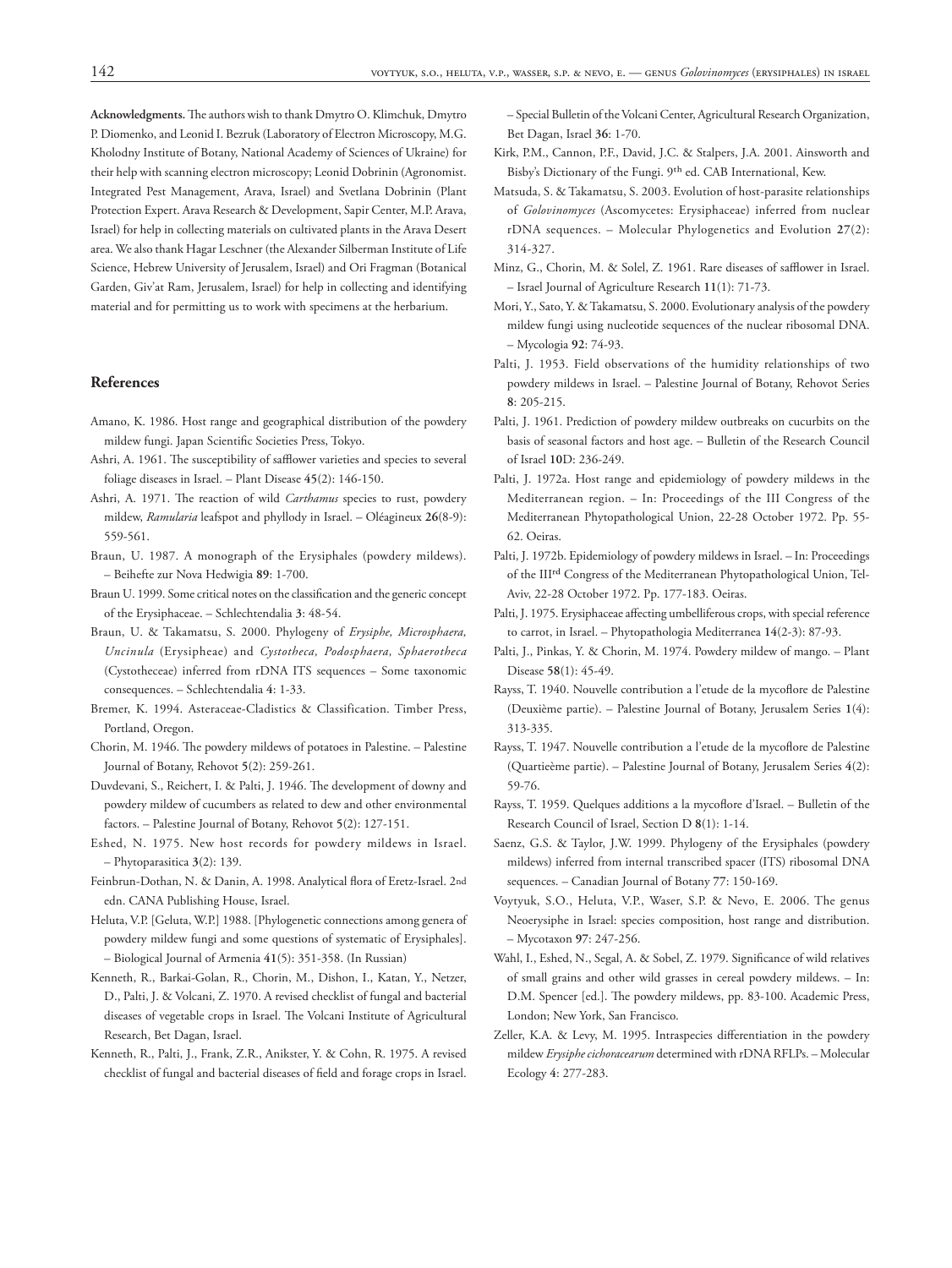**Acknowledgments.** The authors wish to thank Dmytro O. Klimchuk, Dmytro P. Diomenko, and Leonid I. Bezruk (Laboratory of Electron Microscopy, M.G. Kholodny Institute of Botany, National Academy of Sciences of Ukraine) for their help with scanning electron microscopy; Leonid Dobrinin (Agronomist. Integrated Pest Management, Arava, Israel) and Svetlana Dobrinin (Plant Protection Expert. Arava Research & Development, Sapir Center, M.P. Arava, Israel) for help in collecting materials on cultivated plants in the Arava Desert area. We also thank Hagar Leschner (the Alexander Silberman Institute of Life Science, Hebrew University of Jerusalem, Israel) and Ori Fragman (Botanical Garden, Giv'at Ram, Jerusalem, Israel) for help in collecting and identifying material and for permitting us to work with specimens at the herbarium.

## References

Amano, K. 1986. Host range and geographical distribution of the powdery mildew fungi. Japan Scientific Societies Press, Tokyo.

Ashri, A. 1961. The susceptibility of safflower varieties and species to several foliage diseases in Israel. – Plant Disease **45**(2): 146-150.

Ashri, A. 1971. The reaction of wild *Carthamus* species to rust, powdery mildew, *Ramularia* leafspot and phyllody in Israel. – Oléagineux **26**(8-9): 559-561.

Braun, U. 1987. A monograph of the Erysiphales (powdery mildews). – Beihefte zur Nova Hedwigia **89**: 1-700.

Braun U. 1999. Some critical notes on the classification and the generic concept of the Erysiphaceae. – Schlechtendalia **3**: 48-54.

Braun, U. & Takamatsu, S. 2000. Phylogeny of *Erysiphe, Microsphaera, Uncinula* (Erysipheae) and *Cystotheca, Podosphaera, Sphaerotheca* (Cystotheceae) inferred from rDNA ITS sequences – Some taxonomic consequences. – Schlechtendalia **4**: 1-33.

Bremer, K. 1994. Asteraceae-Cladistics & Classification. Timber Press, Portland, Oregon.

Chorin, M. 1946. The powdery mildews of potatoes in Palestine. – Palestine Journal of Botany, Rehovot **5**(2): 259-261.

Duvdevani, S., Reichert, I. & Palti, J. 1946. The development of downy and powdery mildew of cucumbers as related to dew and other environmental factors. – Palestine Journal of Botany, Rehovot **5**(2): 127-151.

Eshed, N. 1975. New host records for powdery mildews in Israel. – Phytoparasitica **3**(2): 139.

Feinbrun-Dothan, N. & Danin, A. 1998. Analytical flora of Eretz-Israel. 2nd edn. CANA Publishing House, Israel.

Heluta, V.P. [Geluta, W.P.] 1988. [Phylogenetic connections among genera of powdery mildew fungi and some questions of systematic of Erysiphales]. – Biological Journal of Armenia **41**(5): 351-358. (In Russian)

Kenneth, R., Barkai-Golan, R., Chorin, M., Dishon, I., Katan, Y., Netzer, D., Palti, J. & Volcani, Z. 1970. A revised checklist of fungal and bacterial diseases of vegetable crops in Israel. The Volcani Institute of Agricultural Research, Bet Dagan, Israel.

Kenneth, R., Palti, J., Frank, Z.R., Anikster, Y. & Cohn, R. 1975. A revised checklist of fungal and bacterial diseases of field and forage crops in Israel. – Special Bulletin of the Volcani Center, Agricultural Research Organization, Bet Dagan, Israel **36**: 1-70.

Kirk, P.M., Cannon, P.F., David, J.C. & Stalpers, J.A. 2001. Ainsworth and Bisby's Dictionary of the Fungi. 9th ed. CAB International, Kew.

Matsuda, S. & Takamatsu, S. 2003. Evolution of host-parasite relationships of *Golovinomyces* (Ascomycetes: Erysiphaceae) inferred from nuclear rDNA sequences. – Molecular Phylogenetics and Evolution **27**(2): 314-327.

Minz, G., Chorin, M. & Solel, Z. 1961. Rare diseases of safflower in Israel. – Israel Journal of Agriculture Research **11**(1): 71-73.

Mori, Y., Sato, Y. & Takamatsu, S. 2000. Evolutionary analysis of the powdery mildew fungi using nucleotide sequences of the nuclear ribosomal DNA. – Mycologia **92**: 74-93.

Palti, J. 1953. Field observations of the humidity relationships of two powdery mildews in Israel. – Palestine Journal of Botany, Rehovot Series **8**: 205-215.

Palti, J. 1961. Prediction of powdery mildew outbreaks on cucurbits on the basis of seasonal factors and host age. – Bulletin of the Research Council of Israel **10**D: 236-249.

Palti, J. 1972a. Host range and epidemiology of powdery mildews in the Mediterranean region. – In: Proceedings of the III Congress of the Mediterranean Phytopathological Union, 22-28 October 1972. Pp. 55-62. Oeiras.

Palti, J. 1972b. Epidemiology of powdery mildews in Israel. – In: Proceedings of the IIIrd Congress of the Mediterranean Phytopathological Union, Tel-Aviv, 22-28 October 1972. Pp. 177-183. Oeiras.

Palti, J. 1975. Erysiphaceae affecting umbelliferous crops, with special reference to carrot, in Israel. – Phytopathologia Mediterranea **14**(2-3): 87-93.

Palti, J., Pinkas, Y. & Chorin, M. 1974. Powdery mildew of mango. – Plant Disease **58**(1): 45-49.

Rayss, T. 1940. Nouvelle contribution a l'etude de la mycoflore de Palestine (Deuxième partie). – Palestine Journal of Botany, Jerusalem Series **1**(4): 313-335.

Rayss, T. 1947. Nouvelle contribution a l'etude de la mycoflore de Palestine (Quartieème partie). – Palestine Journal of Botany, Jerusalem Series **4**(2): 59-76.

Rayss, T. 1959. Quelques additions a la mycoflore d'Israel. – Bulletin of the Research Council of Israel, Section D **8**(1): 1-14.

Saenz, G.S. & Taylor, J.W. 1999. Phylogeny of the Erysiphales (powdery mildews) inferred from internal transcribed spacer (ITS) ribosomal DNA sequences. – Canadian Journal of Botany 77: 150-169.

Voytyuk, S.O., Heluta, V.P., Waser, S.P. & Nevo, E. 2006. The genus Neoerysiphe in Israel: species composition, host range and distribution. – Mycotaxon **97**: 247-256.

Wahl, I., Eshed, N., Segal, A. & Sobel, Z. 1979. Significance of wild relatives of small grains and other wild grasses in cereal powdery mildews. – In: D.M. Spencer [ed.]. The powdery mildews, pp. 83-100. Academic Press, London; New York, San Francisco.

Zeller, K.A. & Levy, M. 1995. Intraspecies differentiation in the powdery mildew *Erysiphe cichoracearum* determined with rDNA RFLPs. – Molecular Ecology **4**: 277-283.